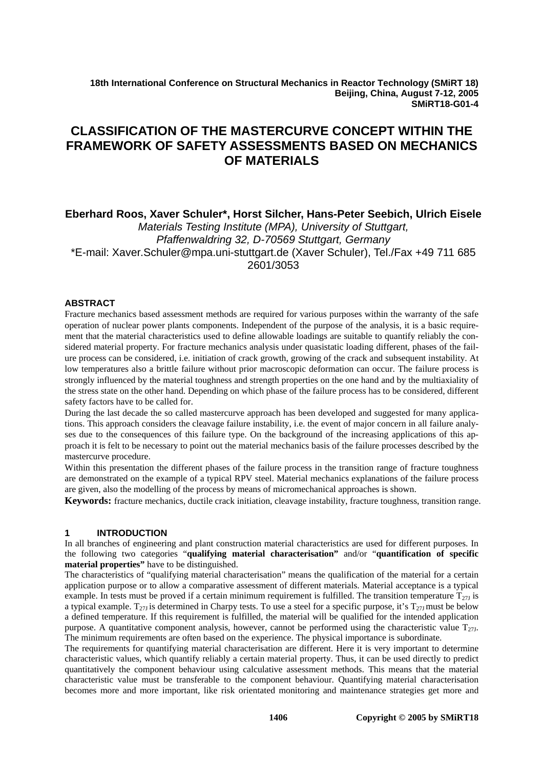18th International Conference on Structural Mechanics in Reactor Technology (SMiRT 18)
Beijing, China, August 7-12, 2005
SMiRT18-G01-4

# CLASSIFICATION OF THE MASTERCURVE CONCEPT WITHIN THE FRAMEWORK OF SAFETY ASSESSMENTS BASED ON MECHANICS OF MATERIALS

**Eberhard Roos, Xaver Schuler*, Horst Silcher, Hans-Peter Seebich, Ulrich Eisele**
*Materials Testing Institute (MPA), University of Stuttgart, Pfaffenwaldring 32, D-70569 Stuttgart, Germany*
*E-mail: Xaver.Schuler@mpa.uni-stuttgart.de (Xaver Schuler), Tel./Fax +49 711 685 2601/3053

## ABSTRACT

Fracture mechanics based assessment methods are required for various purposes within the warranty of the safe operation of nuclear power plants components. Independent of the purpose of the analysis, it is a basic requirement that the material characteristics used to define allowable loadings are suitable to quantify reliably the considered material property. For fracture mechanics analysis under quasistatic loading different, phases of the failure process can be considered, i.e. initiation of crack growth, growing of the crack and subsequent instability. At low temperatures also a brittle failure without prior macroscopic deformation can occur. The failure process is strongly influenced by the material toughness and strength properties on the one hand and by the multiaxiality of the stress state on the other hand. Depending on which phase of the failure process has to be considered, different safety factors have to be called for.

During the last decade the so called mastercurve approach has been developed and suggested for many applications. This approach considers the cleavage failure instability, i.e. the event of major concern in all failure analyses due to the consequences of this failure type. On the background of the increasing applications of this approach it is felt to be necessary to point out the material mechanics basis of the failure processes described by the mastercurve procedure.

Within this presentation the different phases of the failure process in the transition range of fracture toughness are demonstrated on the example of a typical RPV steel. Material mechanics explanations of the failure process are given, also the modelling of the process by means of micromechanical approaches is shown.

**Keywords:** fracture mechanics, ductile crack initiation, cleavage instability, fracture toughness, transition range.

## 1 INTRODUCTION

In all branches of engineering and plant construction material characteristics are used for different purposes. In the following two categories "**qualifying material characterisation"** and/or "**quantification of specific material properties"** have to be distinguished.

The characteristics of "qualifying material characterisation" means the qualification of the material for a certain application purpose or to allow a comparative assessment of different materials. Material acceptance is a typical example. In tests must be proved if a certain minimum requirement is fulfilled. The transition temperature $T_{27J}$ is a typical example. $T_{27J}$ is determined in Charpy tests. To use a steel for a specific purpose, it's $T_{27J}$ must be below a defined temperature. If this requirement is fulfilled, the material will be qualified for the intended application purpose. A quantitative component analysis, however, cannot be performed using the characteristic value $T_{27J}$. The minimum requirements are often based on the experience. The physical importance is subordinate.

The requirements for quantifying material characterisation are different. Here it is very important to determine characteristic values, which quantify reliably a certain material property. Thus, it can be used directly to predict quantitatively the component behaviour using calculative assessment methods. This means that the material characteristic value must be transferable to the component behaviour. Quantifying material characterisation becomes more and more important, like risk orientated monitoring and maintenance strategies get more and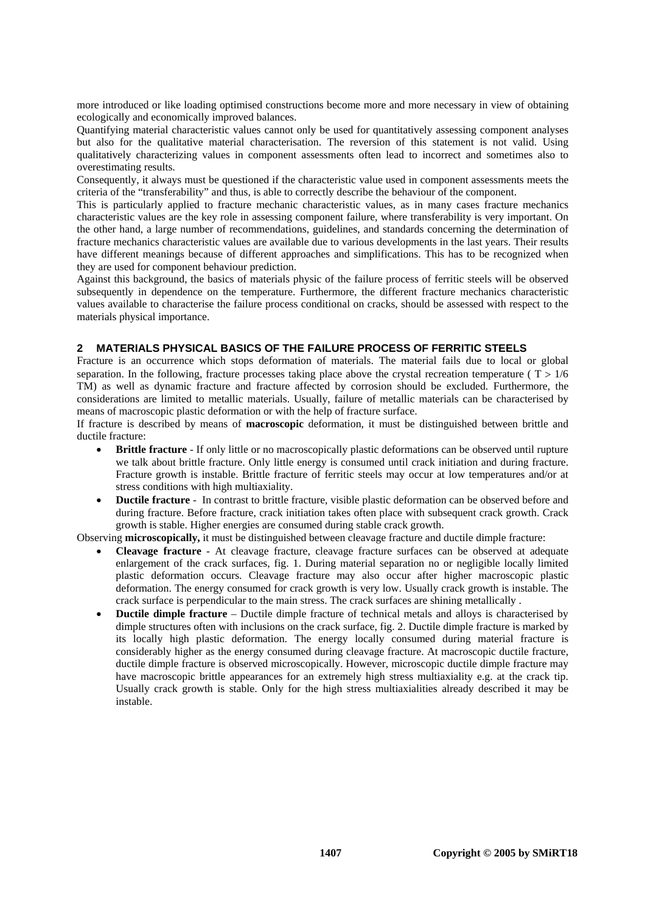more introduced or like loading optimised constructions become more and more necessary in view of obtaining ecologically and economically improved balances.

Quantifying material characteristic values cannot only be used for quantitatively assessing component analyses but also for the qualitative material characterisation. The reversion of this statement is not valid. Using qualitatively characterizing values in component assessments often lead to incorrect and sometimes also to overestimating results.

Consequently, it always must be questioned if the characteristic value used in component assessments meets the criteria of the "transferability" and thus, is able to correctly describe the behaviour of the component.

This is particularly applied to fracture mechanic characteristic values, as in many cases fracture mechanics characteristic values are the key role in assessing component failure, where transferability is very important. On the other hand, a large number of recommendations, guidelines, and standards concerning the determination of fracture mechanics characteristic values are available due to various developments in the last years. Their results have different meanings because of different approaches and simplifications. This has to be recognized when they are used for component behaviour prediction.

Against this background, the basics of materials physic of the failure process of ferritic steels will be observed subsequently in dependence on the temperature. Furthermore, the different fracture mechanics characteristic values available to characterise the failure process conditional on cracks, should be assessed with respect to the materials physical importance.

## 2 MATERIALS PHYSICAL BASICS OF THE FAILURE PROCESS OF FERRITIC STEELS

Fracture is an occurrence which stops deformation of materials. The material fails due to local or global separation. In the following, fracture processes taking place above the crystal recreation temperature ( $T > 1/6$ TM) as well as dynamic fracture and fracture affected by corrosion should be excluded. Furthermore, the considerations are limited to metallic materials. Usually, failure of metallic materials can be characterised by means of macroscopic plastic deformation or with the help of fracture surface.

If fracture is described by means of **macroscopic** deformation, it must be distinguished between brittle and ductile fracture:

- **Brittle fracture** - If only little or no macroscopically plastic deformations can be observed until rupture we talk about brittle fracture. Only little energy is consumed until crack initiation and during fracture. Fracture growth is instable. Brittle fracture of ferritic steels may occur at low temperatures and/or at stress conditions with high multiaxiality.
- **Ductile fracture** - In contrast to brittle fracture, visible plastic deformation can be observed before and during fracture. Before fracture, crack initiation takes often place with subsequent crack growth. Crack growth is stable. Higher energies are consumed during stable crack growth.

Observing **microscopically,** it must be distinguished between cleavage fracture and ductile dimple fracture:

- **Cleavage fracture** - At cleavage fracture, cleavage fracture surfaces can be observed at adequate enlargement of the crack surfaces, fig. 1. During material separation no or negligible locally limited plastic deformation occurs. Cleavage fracture may also occur after higher macroscopic plastic deformation. The energy consumed for crack growth is very low. Usually crack growth is instable. The crack surface is perpendicular to the main stress. The crack surfaces are shining metallically .
- **Ductile dimple fracture** – Ductile dimple fracture of technical metals and alloys is characterised by dimple structures often with inclusions on the crack surface, fig. 2. Ductile dimple fracture is marked by its locally high plastic deformation. The energy locally consumed during material fracture is considerably higher as the energy consumed during cleavage fracture. At macroscopic ductile fracture, ductile dimple fracture is observed microscopically. However, microscopic ductile dimple fracture may have macroscopic brittle appearances for an extremely high stress multiaxiality e.g. at the crack tip. Usually crack growth is stable. Only for the high stress multiaxialities already described it may be instable.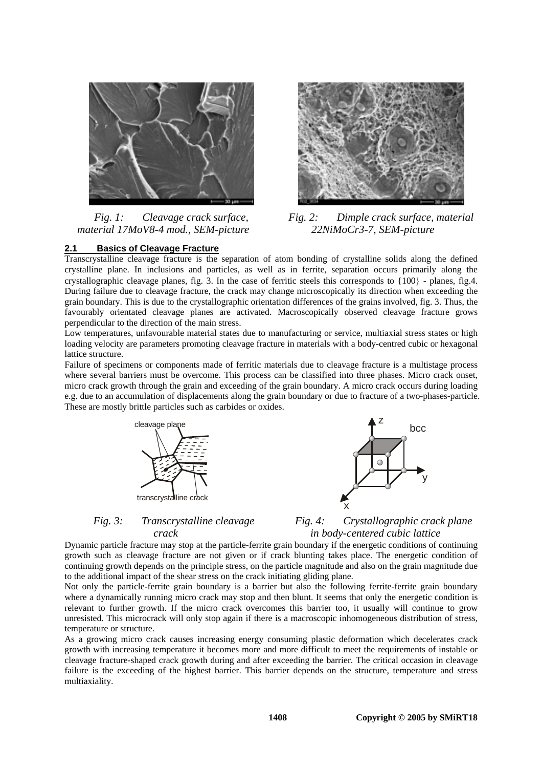*Fig. 1: Cleavage crack surface, material 17MoV8-4 mod., SEM-picture*

*Fig. 2: Dimple crack surface, material 22NiMoCr3-7, SEM-picture*

### 2.1 Basics of Cleavage Fracture

Transcrystalline cleavage fracture is the separation of atom bonding of crystalline solids along the defined crystalline plane. In inclusions and particles, as well as in ferrite, separation occurs primarily along the crystallographic cleavage planes, fig. 3. In the case of ferritic steels this corresponds to {100} - planes, fig.4. During failure due to cleavage fracture, the crack may change microscopically its direction when exceeding the grain boundary. This is due to the crystallographic orientation differences of the grains involved, fig. 3. Thus, the favourably orientated cleavage planes are activated. Macroscopically observed cleavage fracture grows perpendicular to the direction of the main stress.

Low temperatures, unfavourable material states due to manufacturing or service, multiaxial stress states or high loading velocity are parameters promoting cleavage fracture in materials with a body-centred cubic or hexagonal lattice structure.

Failure of specimens or components made of ferritic materials due to cleavage fracture is a multistage process where several barriers must be overcome. This process can be classified into three phases. Micro crack onset, micro crack growth through the grain and exceeding of the grain boundary. A micro crack occurs during loading e.g. due to an accumulation of displacements along the grain boundary or due to fracture of a two-phases-particle. These are mostly brittle particles such as carbides or oxides.

*Fig. 3: Transcrystalline cleavage crack*

*Fig. 4: Crystallographic crack plane in body-centered cubic lattice*

Dynamic particle fracture may stop at the particle-ferrite grain boundary if the energetic conditions of continuing growth such as cleavage fracture are not given or if crack blunting takes place. The energetic condition of continuing growth depends on the principle stress, on the particle magnitude and also on the grain magnitude due to the additional impact of the shear stress on the crack initiating gliding plane.

Not only the particle-ferrite grain boundary is a barrier but also the following ferrite-ferrite grain boundary where a dynamically running micro crack may stop and then blunt. It seems that only the energetic condition is relevant to further growth. If the micro crack overcomes this barrier too, it usually will continue to grow unresisted. This microcrack will only stop again if there is a macroscopic inhomogeneous distribution of stress, temperature or structure.

As a growing micro crack causes increasing energy consuming plastic deformation which decelerates crack growth with increasing temperature it becomes more and more difficult to meet the requirements of instable or cleavage fracture-shaped crack growth during and after exceeding the barrier. The critical occasion in cleavage failure is the exceeding of the highest barrier. This barrier depends on the structure, temperature and stress multiaxiality.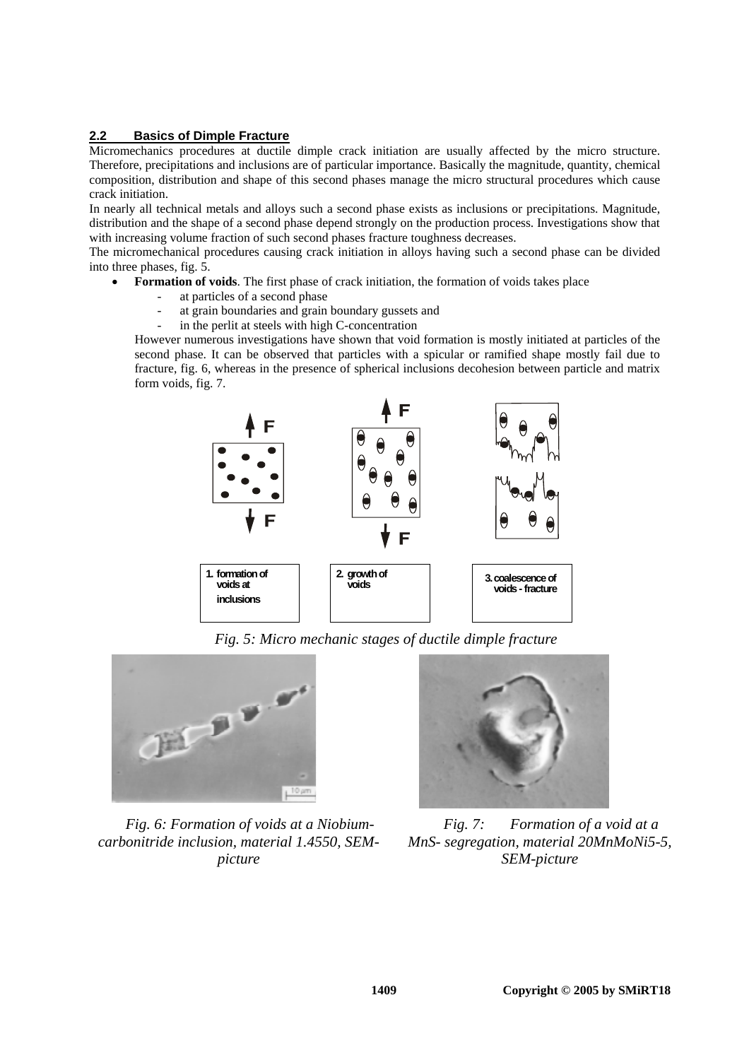## 2.2 Basics of Dimple Fracture

Micromechanics procedures at ductile dimple crack initiation are usually affected by the micro structure. Therefore, precipitations and inclusions are of particular importance. Basically the magnitude, quantity, chemical composition, distribution and shape of this second phases manage the micro structural procedures which cause crack initiation.

In nearly all technical metals and alloys such a second phase exists as inclusions or precipitations. Magnitude, distribution and the shape of a second phase depend strongly on the production process. Investigations show that with increasing volume fraction of such second phases fracture toughness decreases.

The micromechanical procedures causing crack initiation in alloys having such a second phase can be divided into three phases, fig. 5.

- **Formation of voids**. The first phase of crack initiation, the formation of voids takes place
  - at particles of a second phase
  - at grain boundaries and grain boundary gussets and
  - in the perlit at steels with high C-concentration

  However numerous investigations have shown that void formation is mostly initiated at particles of the second phase. It can be observed that particles with a spicular or ramified shape mostly fail due to fracture, fig. 6, whereas in the presence of spherical inclusions decohesion between particle and matrix form voids, fig. 7.

F F F F

1. formation of voids at inclusions
2. growth of voids
3. coalescence of voids - fracture

*Fig. 5: Micro mechanic stages of ductile dimple fracture*

*Fig. 6: Formation of voids at a Niobium-carbonitride inclusion, material 1.4550, SEM-picture*

*Fig. 7: Formation of a void at a MnS- segregation, material 20MnMoNi5-5, SEM-picture*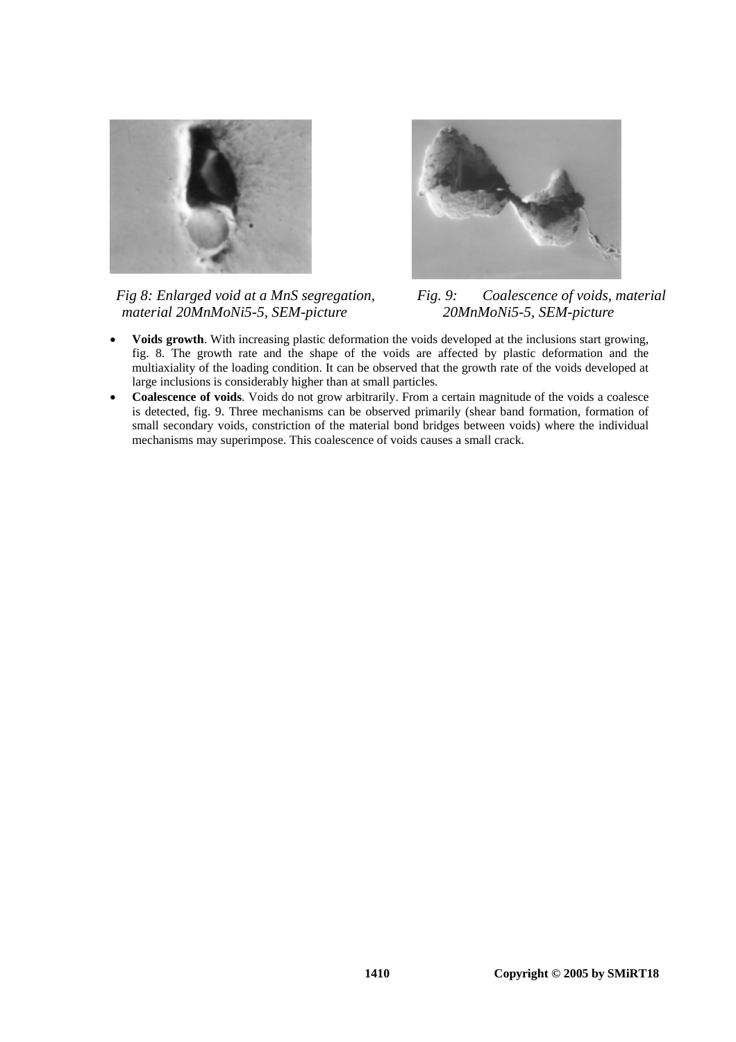*Fig 8: Enlarged void at a MnS segregation, material 20MnMoNi5-5, SEM-picture*

*Fig. 9: Coalescence of voids, material 20MnMoNi5-5, SEM-picture*

- **Voids growth**. With increasing plastic deformation the voids developed at the inclusions start growing, fig. 8. The growth rate and the shape of the voids are affected by plastic deformation and the multiaxiality of the loading condition. It can be observed that the growth rate of the voids developed at large inclusions is considerably higher than at small particles.
- **Coalescence of voids**. Voids do not grow arbitrarily. From a certain magnitude of the voids a coalesce is detected, fig. 9. Three mechanisms can be observed primarily (shear band formation, formation of small secondary voids, constriction of the material bond bridges between voids) where the individual mechanisms may superimpose. This coalescence of voids causes a small crack.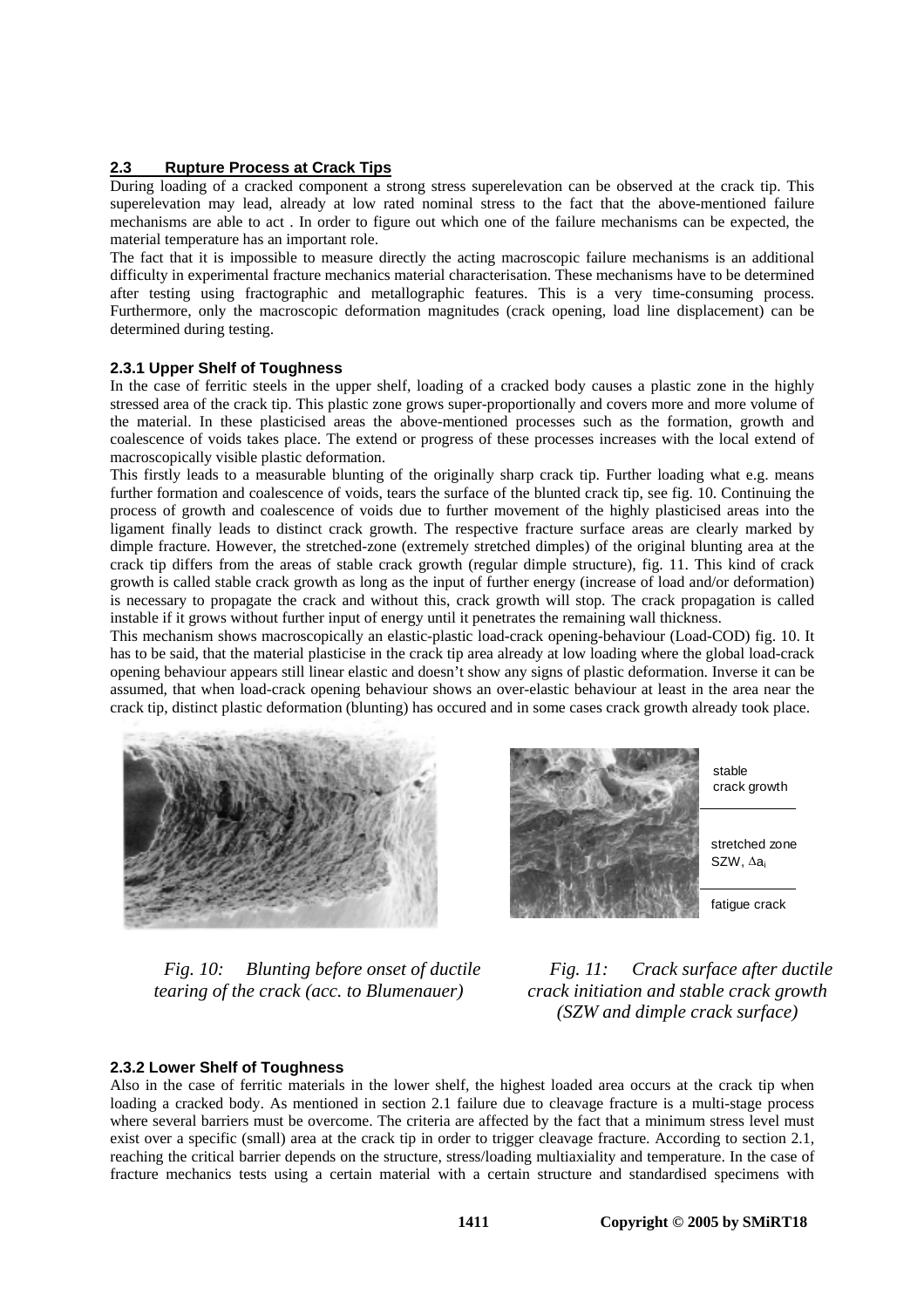## 2.3 Rupture Process at Crack Tips

During loading of a cracked component a strong stress superelevation can be observed at the crack tip. This superelevation may lead, already at low rated nominal stress to the fact that the above-mentioned failure mechanisms are able to act . In order to figure out which one of the failure mechanisms can be expected, the material temperature has an important role.

The fact that it is impossible to measure directly the acting macroscopic failure mechanisms is an additional difficulty in experimental fracture mechanics material characterisation. These mechanisms have to be determined after testing using fractographic and metallographic features. This is a very time-consuming process. Furthermore, only the macroscopic deformation magnitudes (crack opening, load line displacement) can be determined during testing.

### 2.3.1 Upper Shelf of Toughness

In the case of ferritic steels in the upper shelf, loading of a cracked body causes a plastic zone in the highly stressed area of the crack tip. This plastic zone grows super-proportionally and covers more and more volume of the material. In these plasticised areas the above-mentioned processes such as the formation, growth and coalescence of voids takes place. The extend or progress of these processes increases with the local extend of macroscopically visible plastic deformation.

This firstly leads to a measurable blunting of the originally sharp crack tip. Further loading what e.g. means further formation and coalescence of voids, tears the surface of the blunted crack tip, see fig. 10. Continuing the process of growth and coalescence of voids due to further movement of the highly plasticised areas into the ligament finally leads to distinct crack growth. The respective fracture surface areas are clearly marked by dimple fracture. However, the stretched-zone (extremely stretched dimples) of the original blunting area at the crack tip differs from the areas of stable crack growth (regular dimple structure), fig. 11. This kind of crack growth is called stable crack growth as long as the input of further energy (increase of load and/or deformation) is necessary to propagate the crack and without this, crack growth will stop. The crack propagation is called instable if it grows without further input of energy until it penetrates the remaining wall thickness.

This mechanism shows macroscopically an elastic-plastic load-crack opening-behaviour (Load-COD) fig. 10. It has to be said, that the material plasticise in the crack tip area already at low loading where the global load-crack opening behaviour appears still linear elastic and doesn't show any signs of plastic deformation. Inverse it can be assumed, that when load-crack opening behaviour shows an over-elastic behaviour at least in the area near the crack tip, distinct plastic deformation (blunting) has occured and in some cases crack growth already took place.

*Fig. 10: Blunting before onset of ductile tearing of the crack (acc. to Blumenauer)*

stable crack growth

stretched zone SZW, $\Delta a_i$

fatigue crack

*Fig. 11: Crack surface after ductile crack initiation and stable crack growth (SZW and dimple crack surface)*

### 2.3.2 Lower Shelf of Toughness

Also in the case of ferritic materials in the lower shelf, the highest loaded area occurs at the crack tip when loading a cracked body. As mentioned in section 2.1 failure due to cleavage fracture is a multi-stage process where several barriers must be overcome. The criteria are affected by the fact that a minimum stress level must exist over a specific (small) area at the crack tip in order to trigger cleavage fracture. According to section 2.1, reaching the critical barrier depends on the structure, stress/loading multiaxiality and temperature. In the case of fracture mechanics tests using a certain material with a certain structure and standardised specimens with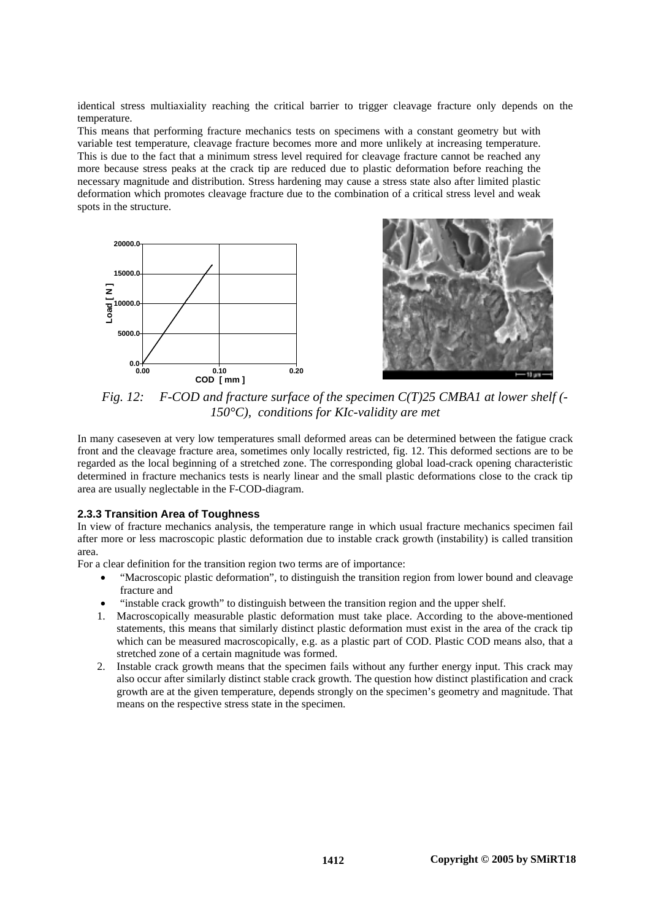identical stress multiaxiality reaching the critical barrier to trigger cleavage fracture only depends on the temperature.

This means that performing fracture mechanics tests on specimens with a constant geometry but with variable test temperature, cleavage fracture becomes more and more unlikely at increasing temperature. This is due to the fact that a minimum stress level required for cleavage fracture cannot be reached any more because stress peaks at the crack tip are reduced due to plastic deformation before reaching the necessary magnitude and distribution. Stress hardening may cause a stress state also after limited plastic deformation which promotes cleavage fracture due to the combination of a critical stress level and weak spots in the structure.

*Fig. 12: F-COD and fracture surface of the specimen C(T)25 CMBA1 at lower shelf (-150°C), conditions for KIc-validity are met*

In many caseseven at very low temperatures small deformed areas can be determined between the fatigue crack front and the cleavage fracture area, sometimes only locally restricted, fig. 12. This deformed sections are to be regarded as the local beginning of a stretched zone. The corresponding global load-crack opening characteristic determined in fracture mechanics tests is nearly linear and the small plastic deformations close to the crack tip area are usually neglectable in the F-COD-diagram.

### 2.3.3 Transition Area of Toughness

In view of fracture mechanics analysis, the temperature range in which usual fracture mechanics specimen fail after more or less macroscopic plastic deformation due to instable crack growth (instability) is called transition area.

For a clear definition for the transition region two terms are of importance:

- "Macroscopic plastic deformation", to distinguish the transition region from lower bound and cleavage fracture and
- "instable crack growth" to distinguish between the transition region and the upper shelf.

1. Macroscopically measurable plastic deformation must take place. According to the above-mentioned statements, this means that similarly distinct plastic deformation must exist in the area of the crack tip which can be measured macroscopically, e.g. as a plastic part of COD. Plastic COD means also, that a stretched zone of a certain magnitude was formed.
2. Instable crack growth means that the specimen fails without any further energy input. This crack may also occur after similarly distinct stable crack growth. The question how distinct plastification and crack growth are at the given temperature, depends strongly on the specimen's geometry and magnitude. That means on the respective stress state in the specimen.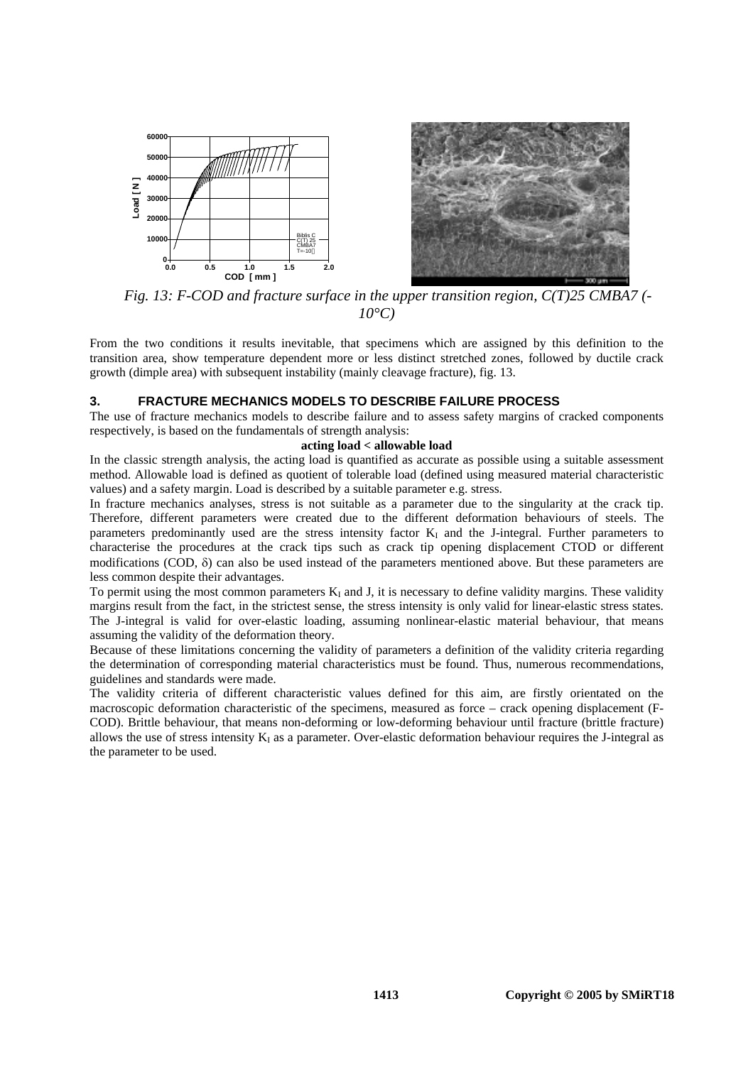*Fig. 13: F-COD and fracture surface in the upper transition region, C(T)25 CMBA7 (-10°C)*

From the two conditions it results inevitable, that specimens which are assigned by this definition to the transition area, show temperature dependent more or less distinct stretched zones, followed by ductile crack growth (dimple area) with subsequent instability (mainly cleavage fracture), fig. 13.

## 3. FRACTURE MECHANICS MODELS TO DESCRIBE FAILURE PROCESS

The use of fracture mechanics models to describe failure and to assess safety margins of cracked components respectively, is based on the fundamentals of strength analysis:

**acting load < allowable load**

In the classic strength analysis, the acting load is quantified as accurate as possible using a suitable assessment method. Allowable load is defined as quotient of tolerable load (defined using measured material characteristic values) and a safety margin. Load is described by a suitable parameter e.g. stress.

In fracture mechanics analyses, stress is not suitable as a parameter due to the singularity at the crack tip. Therefore, different parameters were created due to the different deformation behaviours of steels. The parameters predominantly used are the stress intensity factor $K_I$ and the J-integral. Further parameters to characterise the procedures at the crack tips such as crack tip opening displacement CTOD or different modifications (COD, $\delta$) can also be used instead of the parameters mentioned above. But these parameters are less common despite their advantages.

To permit using the most common parameters $K_I$ and J, it is necessary to define validity margins. These validity margins result from the fact, in the strictest sense, the stress intensity is only valid for linear-elastic stress states. The J-integral is valid for over-elastic loading, assuming nonlinear-elastic material behaviour, that means assuming the validity of the deformation theory.

Because of these limitations concerning the validity of parameters a definition of the validity criteria regarding the determination of corresponding material characteristics must be found. Thus, numerous recommendations, guidelines and standards were made.

The validity criteria of different characteristic values defined for this aim, are firstly orientated on the macroscopic deformation characteristic of the specimens, measured as force – crack opening displacement (F-COD). Brittle behaviour, that means non-deforming or low-deforming behaviour until fracture (brittle fracture) allows the use of stress intensity $K_I$ as a parameter. Over-elastic deformation behaviour requires the J-integral as the parameter to be used.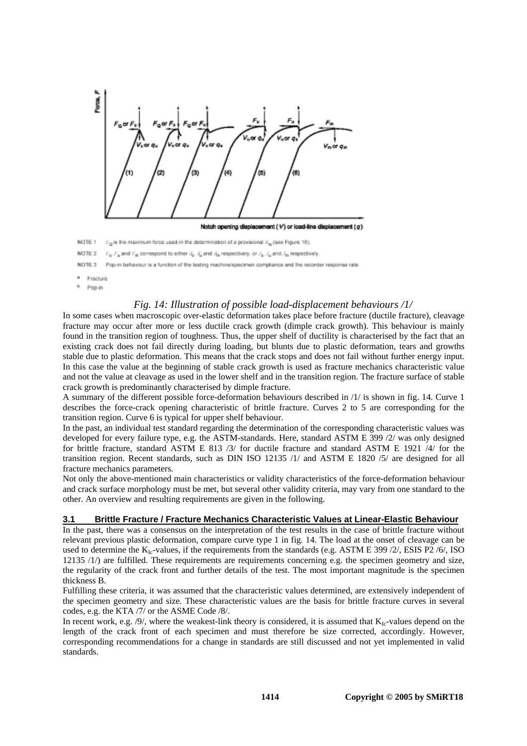NOTE 1 $F_Q$ is the maximum force used in the determination of a provisional $K_{Ic}$ (see Figure 16).

NOTE 2 $F_c$, $F_u$ and $F_m$ correspond to either $\delta_c$, $\delta_u$ and $\delta_m$ respectively, or $J_c$, $J_u$ and $J_m$ respectively.

NOTE 3 Pop-in behaviour is a function of the testing machine/specimen compliance and the recorder response rate.

[a] Fracture.

[b] Pop-in.

*Fig. 14: Illustration of possible load-displacement behaviours /1/*

In some cases when macroscopic over-elastic deformation takes place before fracture (ductile fracture), cleavage fracture may occur after more or less ductile crack growth (dimple crack growth). This behaviour is mainly found in the transition region of toughness. Thus, the upper shelf of ductility is characterised by the fact that an existing crack does not fail directly during loading, but blunts due to plastic deformation, tears and growths stable due to plastic deformation. This means that the crack stops and does not fail without further energy input. In this case the value at the beginning of stable crack growth is used as fracture mechanics characteristic value and not the value at cleavage as used in the lower shelf and in the transition region. The fracture surface of stable crack growth is predominantly characterised by dimple fracture.

A summary of the different possible force-deformation behaviours described in /1/ is shown in fig. 14. Curve 1 describes the force-crack opening characteristic of brittle fracture. Curves 2 to 5 are corresponding for the transition region. Curve 6 is typical for upper shelf behaviour.

In the past, an individual test standard regarding the determination of the corresponding characteristic values was developed for every failure type, e.g. the ASTM-standards. Here, standard ASTM E 399 /2/ was only designed for brittle fracture, standard ASTM E 813 /3/ for ductile fracture and standard ASTM E 1921 /4/ for the transition region. Recent standards, such as DIN ISO 12135 /1/ and ASTM E 1820 /5/ are designed for all fracture mechanics parameters.

Not only the above-mentioned main characteristics or validity characteristics of the force-deformation behaviour and crack surface morphology must be met, but several other validity criteria, may vary from one standard to the other. An overview and resulting requirements are given in the following.

### 3.1 Brittle Fracture / Fracture Mechanics Characteristic Values at Linear-Elastic Behaviour

In the past, there was a consensus on the interpretation of the test results in the case of brittle fracture without relevant previous plastic deformation, compare curve type 1 in fig. 14. The load at the onset of cleavage can be used to determine the $K_{Ic}$-values, if the requirements from the standards (e.g. ASTM E 399 /2/, ESIS P2 /6/, ISO 12135 /1/) are fulfilled. These requirements are requirements concerning e.g. the specimen geometry and size, the regularity of the crack front and further details of the test. The most important magnitude is the specimen thickness B.

Fulfilling these criteria, it was assumed that the characteristic values determined, are extensively independent of the specimen geometry and size. These characteristic values are the basis for brittle fracture curves in several codes, e.g. the KTA /7/ or the ASME Code /8/.

In recent work, e.g. /9/, where the weakest-link theory is considered, it is assumed that $K_{Ic}$-values depend on the length of the crack front of each specimen and must therefore be size corrected, accordingly. However, corresponding recommendations for a change in standards are still discussed and not yet implemented in valid standards.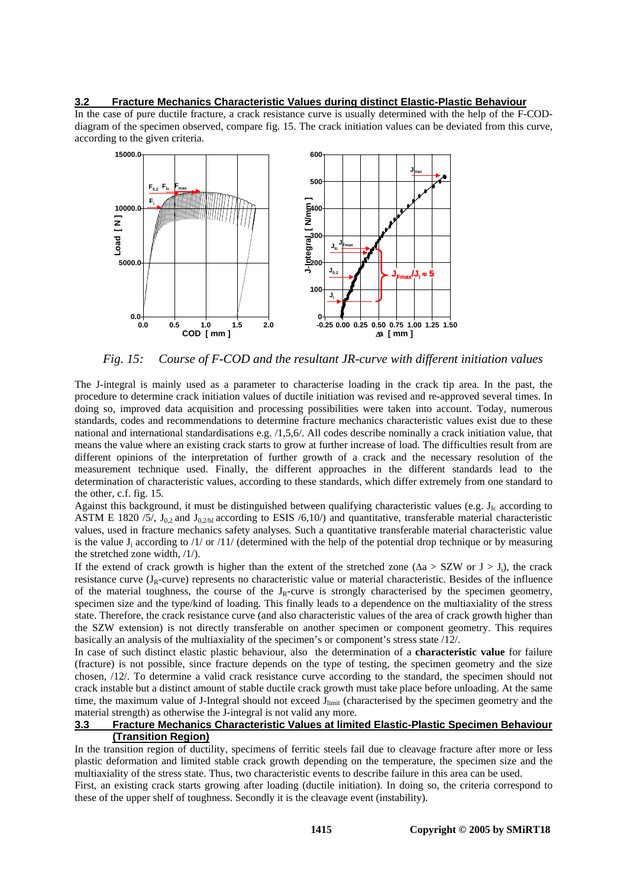### 3.2 Fracture Mechanics Characteristic Values during distinct Elastic-Plastic Behaviour

In the case of pure ductile fracture, a crack resistance curve is usually determined with the help of the F-COD-diagram of the specimen observed, compare fig. 15. The crack initiation values can be deviated from this curve, according to the given criteria.

*Fig. 15: Course of F-COD and the resultant JR-curve with different initiation values*

The J-integral is mainly used as a parameter to characterise loading in the crack tip area. In the past, the procedure to determine crack initiation values of ductile initiation was revised and re-approved several times. In doing so, improved data acquisition and processing possibilities were taken into account. Today, numerous standards, codes and recommendations to determine fracture mechanics characteristic values exist due to these national and international standardisations e.g. /1,5,6/. All codes describe nominally a crack initiation value, that means the value where an existing crack starts to grow at further increase of load. The difficulties result from are different opinions of the interpretation of further growth of a crack and the necessary resolution of the measurement technique used. Finally, the different approaches in the different standards lead to the determination of characteristic values, according to these standards, which differ extremely from one standard to the other, c.f. fig. 15.

Against this background, it must be distinguished between qualifying characteristic values (e.g. $J_{Ic}$ according to ASTM E 1820 /5/, $J_{0,2}$ and $J_{0,2/bl}$ according to ESIS /6,10/) and quantitative, transferable material characteristic values, used in fracture mechanics safety analyses. Such a quantitative transferable material characteristic value is the value $J_i$ according to /1/ or /11/ (determined with the help of the potential drop technique or by measuring the stretched zone width, /1/).

If the extend of crack growth is higher than the extent of the stretched zone ($\Delta a > SZW$ or $J > J_i$), the crack resistance curve ($J_R$-curve) represents no characteristic value or material characteristic. Besides of the influence of the material toughness, the course of the $J_R$-curve is strongly characterised by the specimen geometry, specimen size and the type/kind of loading. This finally leads to a dependence on the multiaxiality of the stress state. Therefore, the crack resistance curve (and also characteristic values of the area of crack growth higher than the SZW extension) is not directly transferable on another specimen or component geometry. This requires basically an analysis of the multiaxiality of the specimen's or component's stress state /12/.

In case of such distinct elastic plastic behaviour, also the determination of a **characteristic value** for failure (fracture) is not possible, since fracture depends on the type of testing, the specimen geometry and the size chosen, /12/. To determine a valid crack resistance curve according to the standard, the specimen should not crack instable but a distinct amount of stable ductile crack growth must take place before unloading. At the same time, the maximum value of J-Integral should not exceed $J_{limit}$ (characterised by the specimen geometry and the material strength) as otherwise the J-integral is not valid any more.

### 3.3 Fracture Mechanics Characteristic Values at limited Elastic-Plastic Specimen Behaviour (Transition Region)

In the transition region of ductility, specimens of ferritic steels fail due to cleavage fracture after more or less plastic deformation and limited stable crack growth depending on the temperature, the specimen size and the multiaxiality of the stress state. Thus, two characteristic events to describe failure in this area can be used.

First, an existing crack starts growing after loading (ductile initiation). In doing so, the criteria correspond to these of the upper shelf of toughness. Secondly it is the cleavage event (instability).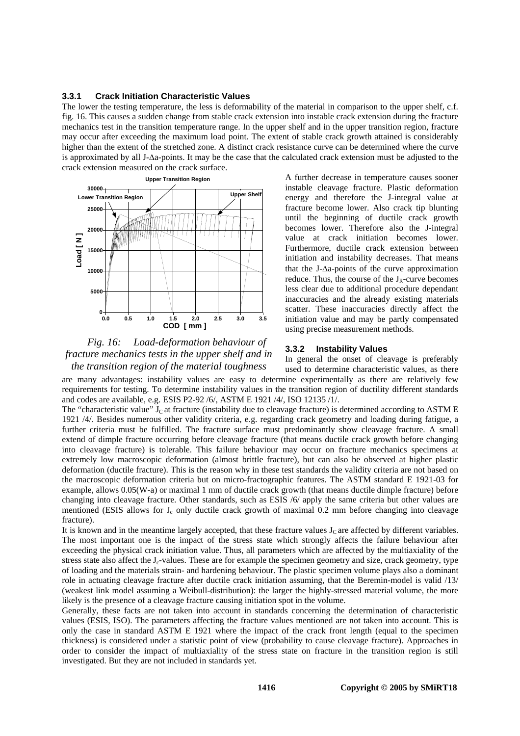### 3.3.1 Crack Initiation Characteristic Values

The lower the testing temperature, the less is deformability of the material in comparison to the upper shelf, c.f. fig. 16. This causes a sudden change from stable crack extension into instable crack extension during the fracture mechanics test in the transition temperature range. In the upper shelf and in the upper transition region, fracture may occur after exceeding the maximum load point. The extent of stable crack growth attained is considerably higher than the extent of the stretched zone. A distinct crack resistance curve can be determined where the curve is approximated by all J-Δa-points. It may be the case that the calculated crack extension must be adjusted to the crack extension measured on the crack surface.

*Fig. 16: Load-deformation behaviour of fracture mechanics tests in the upper shelf and in the transition region of the material toughness*

A further decrease in temperature causes sooner instable cleavage fracture. Plastic deformation energy and therefore the J-integral value at fracture become lower. Also crack tip blunting until the beginning of ductile crack growth becomes lower. Therefore also the J-integral value at crack initiation becomes lower. Furthermore, ductile crack extension between initiation and instability decreases. That means that the J-Δa-points of the curve approximation reduce. Thus, the course of the $J_R$-curve becomes less clear due to additional procedure dependant inaccuracies and the already existing materials scatter. These inaccuracies directly affect the initiation value and may be partly compensated using precise measurement methods.

### 3.3.2 Instability Values

In general the onset of cleavage is preferably used to determine characteristic values, as there are many advantages: instability values are easy to determine experimentally as there are relatively few requirements for testing. To determine instability values in the transition region of ductility different standards and codes are available, e.g. ESIS P2-92 /6/, ASTM E 1921 /4/, ISO 12135 /1/.

The "characteristic value" $J_C$ at fracture (instability due to cleavage fracture) is determined according to ASTM E 1921 /4/. Besides numerous other validity criteria, e.g. regarding crack geometry and loading during fatigue, a further criteria must be fulfilled. The fracture surface must predominantly show cleavage fracture. A small extend of dimple fracture occurring before cleavage fracture (that means ductile crack growth before changing into cleavage fracture) is tolerable. This failure behaviour may occur on fracture mechanics specimens at extremely low macroscopic deformation (almost brittle fracture), but can also be observed at higher plastic deformation (ductile fracture). This is the reason why in these test standards the validity criteria are not based on the macroscopic deformation criteria but on micro-fractographic features. The ASTM standard E 1921-03 for example, allows 0.05(W-a) or maximal 1 mm of ductile crack growth (that means ductile dimple fracture) before changing into cleavage fracture. Other standards, such as ESIS /6/ apply the same criteria but other values are mentioned (ESIS allows for $J_c$ only ductile crack growth of maximal 0.2 mm before changing into cleavage fracture).

It is known and in the meantime largely accepted, that these fracture values $J_C$ are affected by different variables. The most important one is the impact of the stress state which strongly affects the failure behaviour after exceeding the physical crack initiation value. Thus, all parameters which are affected by the multiaxiality of the stress state also affect the $J_c$-values. These are for example the specimen geometry and size, crack geometry, type of loading and the materials strain- and hardening behaviour. The plastic specimen volume plays also a dominant role in actuating cleavage fracture after ductile crack initiation assuming, that the Beremin-model is valid /13/ (weakest link model assuming a Weibull-distribution): the larger the highly-stressed material volume, the more likely is the presence of a cleavage fracture causing initiation spot in the volume.

Generally, these facts are not taken into account in standards concerning the determination of characteristic values (ESIS, ISO). The parameters affecting the fracture values mentioned are not taken into account. This is only the case in standard ASTM E 1921 where the impact of the crack front length (equal to the specimen thickness) is considered under a statistic point of view (probability to cause cleavage fracture). Approaches in order to consider the impact of multiaxiality of the stress state on fracture in the transition region is still investigated. But they are not included in standards yet.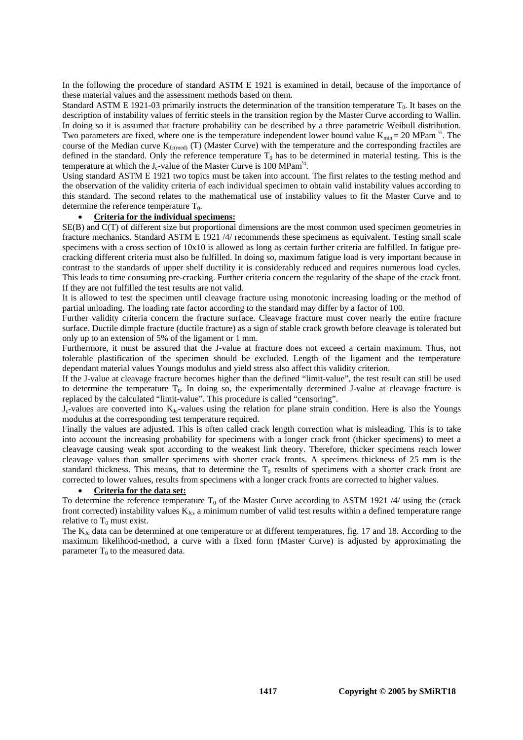In the following the procedure of standard ASTM E 1921 is examined in detail, because of the importance of these material values and the assessment methods based on them.

Standard ASTM E 1921-03 primarily instructs the determination of the transition temperature $T_0$. It bases on the description of instability values of ferritic steels in the transition region by the Master Curve according to Wallin. In doing so it is assumed that fracture probability can be described by a three parametric Weibull distribution. Two parameters are fixed, where one is the temperature independent lower bound value $K_{min} = 20$ MPam $^{½}$. The course of the Median curve $K_{Jc(med)}$ (T) (Master Curve) with the temperature and the corresponding fractiles are defined in the standard. Only the reference temperature $T_0$ has to be determined in material testing. This is the temperature at which the $J_c$-value of the Master Curve is 100 MPam$^{½}$.

Using standard ASTM E 1921 two topics must be taken into account. The first relates to the testing method and the observation of the validity criteria of each individual specimen to obtain valid instability values according to this standard. The second relates to the mathematical use of instability values to fit the Master Curve and to determine the reference temperature $T_0$.

- **Criteria for the individual specimens:**

SE(B) and C(T) of different size but proportional dimensions are the most common used specimen geometries in fracture mechanics. Standard ASTM E 1921 /4/ recommends these specimens as equivalent. Testing small scale specimens with a cross section of 10x10 is allowed as long as certain further criteria are fulfilled. In fatigue pre-cracking different criteria must also be fulfilled. In doing so, maximum fatigue load is very important because in contrast to the standards of upper shelf ductility it is considerably reduced and requires numerous load cycles. This leads to time consuming pre-cracking. Further criteria concern the regularity of the shape of the crack front. If they are not fulfilled the test results are not valid.

It is allowed to test the specimen until cleavage fracture using monotonic increasing loading or the method of partial unloading. The loading rate factor according to the standard may differ by a factor of 100.

Further validity criteria concern the fracture surface. Cleavage fracture must cover nearly the entire fracture surface. Ductile dimple fracture (ductile fracture) as a sign of stable crack growth before cleavage is tolerated but only up to an extension of 5% of the ligament or 1 mm.

Furthermore, it must be assured that the J-value at fracture does not exceed a certain maximum. Thus, not tolerable plastification of the specimen should be excluded. Length of the ligament and the temperature dependant material values Youngs modulus and yield stress also affect this validity criterion.

If the J-value at cleavage fracture becomes higher than the defined "limit-value", the test result can still be used to determine the temperature $T_0$. In doing so, the experimentally determined J-value at cleavage fracture is replaced by the calculated "limit-value". This procedure is called "censoring".

$J_c$-values are converted into $K_{Jc}$-values using the relation for plane strain condition. Here is also the Youngs modulus at the corresponding test temperature required.

Finally the values are adjusted. This is often called crack length correction what is misleading. This is to take into account the increasing probability for specimens with a longer crack front (thicker specimens) to meet a cleavage causing weak spot according to the weakest link theory. Therefore, thicker specimens reach lower cleavage values than smaller specimens with shorter crack fronts. A specimens thickness of 25 mm is the standard thickness. This means, that to determine the $T_0$ results of specimens with a shorter crack front are corrected to lower values, results from specimens with a longer crack fronts are corrected to higher values.

- **Criteria for the data set:**

To determine the reference temperature $T_0$ of the Master Curve according to ASTM 1921 /4/ using the (crack front corrected) instability values $K_{Jc}$, a minimum number of valid test results within a defined temperature range relative to $T_0$ must exist.

The $K_{Jc}$ data can be determined at one temperature or at different temperatures, fig. 17 and 18. According to the maximum likelihood-method, a curve with a fixed form (Master Curve) is adjusted by approximating the parameter $T_0$ to the measured data.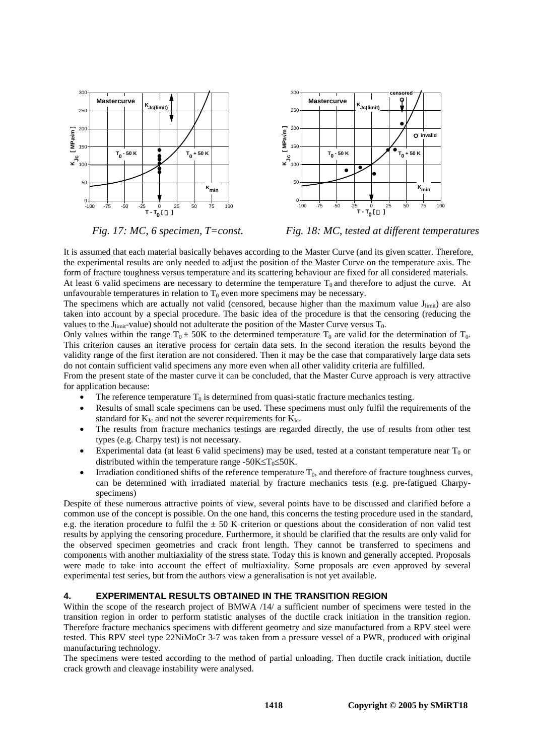*Fig. 17: MC, 6 specimen, T=const.*

*Fig. 18: MC, tested at different temperatures*

It is assumed that each material basically behaves according to the Master Curve (and its given scatter. Therefore, the experimental results are only needed to adjust the position of the Master Curve on the temperature axis. The form of fracture toughness versus temperature and its scattering behaviour are fixed for all considered materials. At least 6 valid specimens are necessary to determine the temperature $T_0$ and therefore to adjust the curve. At unfavourable temperatures in relation to $T_0$ even more specimens may be necessary.

The specimens which are actually not valid (censored, because higher than the maximum value $J_{limit}$) are also taken into account by a special procedure. The basic idea of the procedure is that the censoring (reducing the values to the $J_{limit}$-value) should not adulterate the position of the Master Curve versus $T_0$.

Only values within the range $T_0 \pm 50K$ to the determined temperature $T_0$ are valid for the determination of $T_0$. This criterion causes an iterative process for certain data sets. In the second iteration the results beyond the validity range of the first iteration are not considered. Then it may be the case that comparatively large data sets do not contain sufficient valid specimens any more even when all other validity criteria are fulfilled.

From the present state of the master curve it can be concluded, that the Master Curve approach is very attractive for application because:

- The reference temperature $T_0$ is determined from quasi-static fracture mechanics testing.
- Results of small scale specimens can be used. These specimens must only fulfil the requirements of the standard for $K_{Jc}$ and not the severer requirements for $K_{Ic}$.
- The results from fracture mechanics testings are regarded directly, the use of results from other test types (e.g. Charpy test) is not necessary.
- Experimental data (at least 6 valid specimens) may be used, tested at a constant temperature near $T_0$ or distributed within the temperature range $-50K \leq T_0 \leq 50K$.
- Irradiation conditioned shifts of the reference temperature $T_0$, and therefore of fracture toughness curves, can be determined with irradiated material by fracture mechanics tests (e.g. pre-fatigued Charpy-specimens)

Despite of these numerous attractive points of view, several points have to be discussed and clarified before a common use of the concept is possible. On the one hand, this concerns the testing procedure used in the standard, e.g. the iteration procedure to fulfil the $\pm$ 50 K criterion or questions about the consideration of non valid test results by applying the censoring procedure. Furthermore, it should be clarified that the results are only valid for the observed specimen geometries and crack front length. They cannot be transferred to specimens and components with another multiaxiality of the stress state. Today this is known and generally accepted. Proposals were made to take into account the effect of multiaxiality. Some proposals are even approved by several experimental test series, but from the authors view a generalisation is not yet available.

## 4. EXPERIMENTAL RESULTS OBTAINED IN THE TRANSITION REGION

Within the scope of the research project of BMWA /14/ a sufficient number of specimens were tested in the transition region in order to perform statistic analyses of the ductile crack initiation in the transition region. Therefore fracture mechanics specimens with different geometry and size manufactured from a RPV steel were tested. This RPV steel type 22NiMoCr 3-7 was taken from a pressure vessel of a PWR, produced with original manufacturing technology.

The specimens were tested according to the method of partial unloading. Then ductile crack initiation, ductile crack growth and cleavage instability were analysed.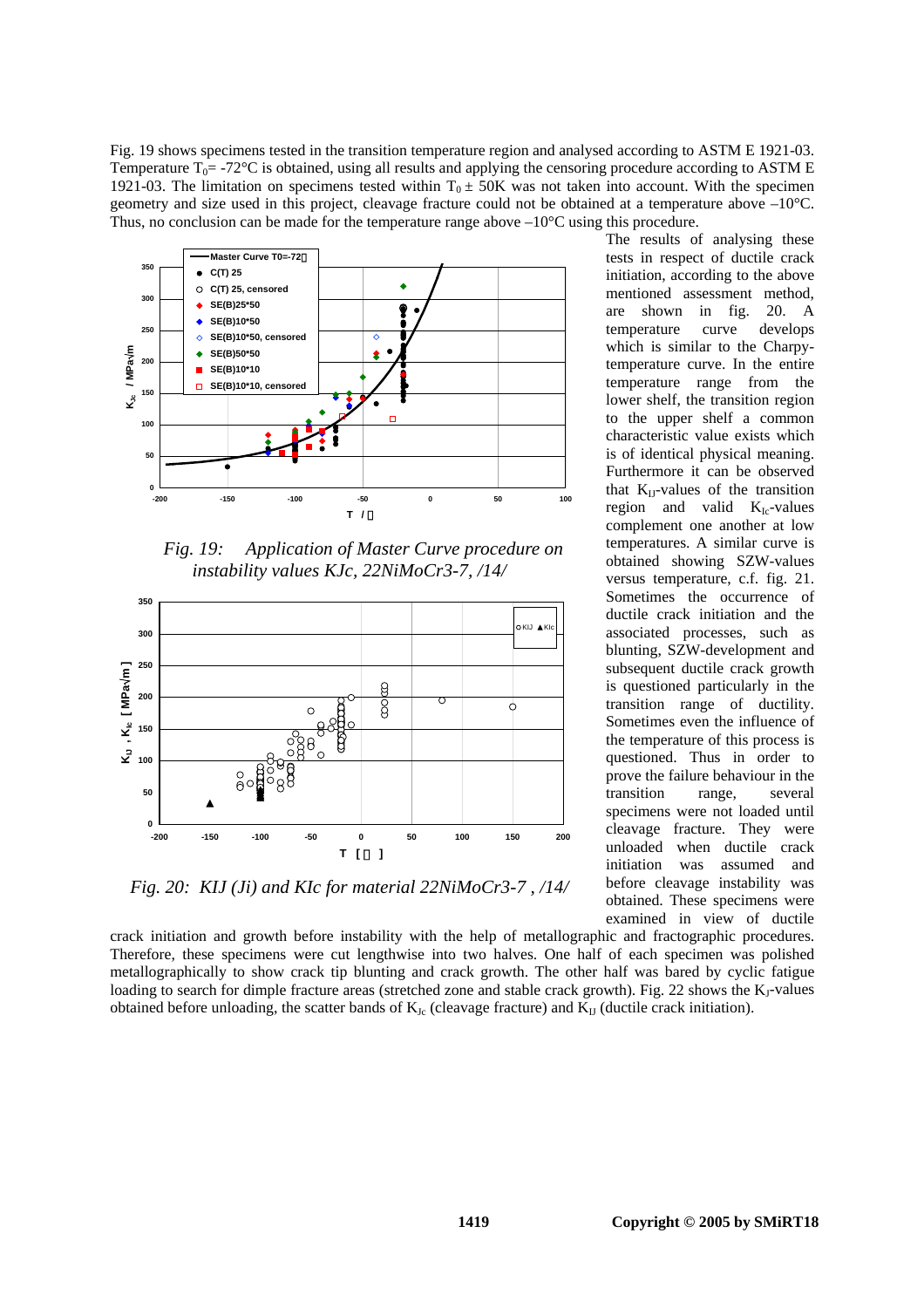Fig. 19 shows specimens tested in the transition temperature region and analysed according to ASTM E 1921-03. Temperature $T_0$= -72°C is obtained, using all results and applying the censoring procedure according to ASTM E 1921-03. The limitation on specimens tested within $T_0 \pm$ 50K was not taken into account. With the specimen geometry and size used in this project, cleavage fracture could not be obtained at a temperature above –10°C. Thus, no conclusion can be made for the temperature range above –10°C using this procedure.

*Fig. 19: Application of Master Curve procedure on instability values KJc, 22NiMoCr3-7, /14/*

*Fig. 20: KIJ (Ji) and KIc for material 22NiMoCr3-7 , /14/*

The results of analysing these tests in respect of ductile crack initiation, according to the above mentioned assessment method, are shown in fig. 20. A temperature curve develops which is similar to the Charpy-temperature curve. In the entire temperature range from the lower shelf, the transition region to the upper shelf a common characteristic value exists which is of identical physical meaning. Furthermore it can be observed that $K_{IJ}$-values of the transition region and valid $K_{Ic}$-values complement one another at low temperatures. A similar curve is obtained showing SZW-values versus temperature, c.f. fig. 21. Sometimes the occurrence of ductile crack initiation and the associated processes, such as blunting, SZW-development and subsequent ductile crack growth is questioned particularly in the transition range of ductility. Sometimes even the influence of the temperature of this process is questioned. Thus in order to prove the failure behaviour in the transition range, several specimens were not loaded until cleavage fracture. They were unloaded when ductile crack initiation was assumed and before cleavage instability was obtained. These specimens were examined in view of ductile crack initiation and growth before instability with the help of metallographic and fractographic procedures. Therefore, these specimens were cut lengthwise into two halves. One half of each specimen was polished metallographically to show crack tip blunting and crack growth. The other half was bared by cyclic fatigue loading to search for dimple fracture areas (stretched zone and stable crack growth). Fig. 22 shows the $K_J$-values obtained before unloading, the scatter bands of $K_{Jc}$ (cleavage fracture) and $K_{IJ}$ (ductile crack initiation).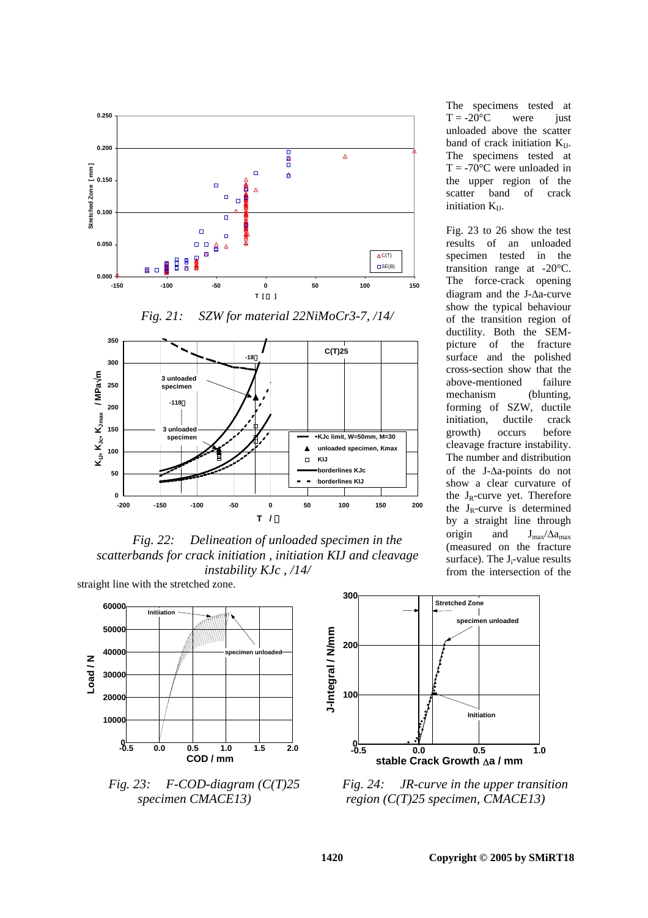The specimens tested at T = -20°C were just unloaded above the scatter band of crack initiation $K_{IJ}$. The specimens tested at T = -70°C were unloaded in the upper region of the scatter band of crack initiation $K_{IJ}$.

Fig. 23 to 26 show the test results of an unloaded specimen tested in the transition range at -20°C. The force-crack opening diagram and the J-Δa-curve show the typical behaviour of the transition region of ductility. Both the SEM-picture of the fracture surface and the polished cross-section show that the above-mentioned failure mechanism (blunting, forming of SZW, ductile initiation, ductile crack growth) occurs before cleavage fracture instability. The number and distribution of the J-Δa-points do not show a clear curvature of the $J_R$-curve yet. Therefore the $J_R$-curve is determined by a straight line through origin and $J_{max}/\Delta a_{max}$ (measured on the fracture surface). The $J_i$-value results from the intersection of the straight line with the stretched zone.

*Fig. 21: SZW for material 22NiMoCr3-7, /14/*

*Fig. 22: Delineation of unloaded specimen in the scatterbands for crack initiation , initiation KIJ and cleavage instability KJc , /14/*

*Fig. 23: F-COD-diagram (C(T)25 specimen CMACE13)*

*Fig. 24: JR-curve in the upper transition region (C(T)25 specimen, CMACE13)*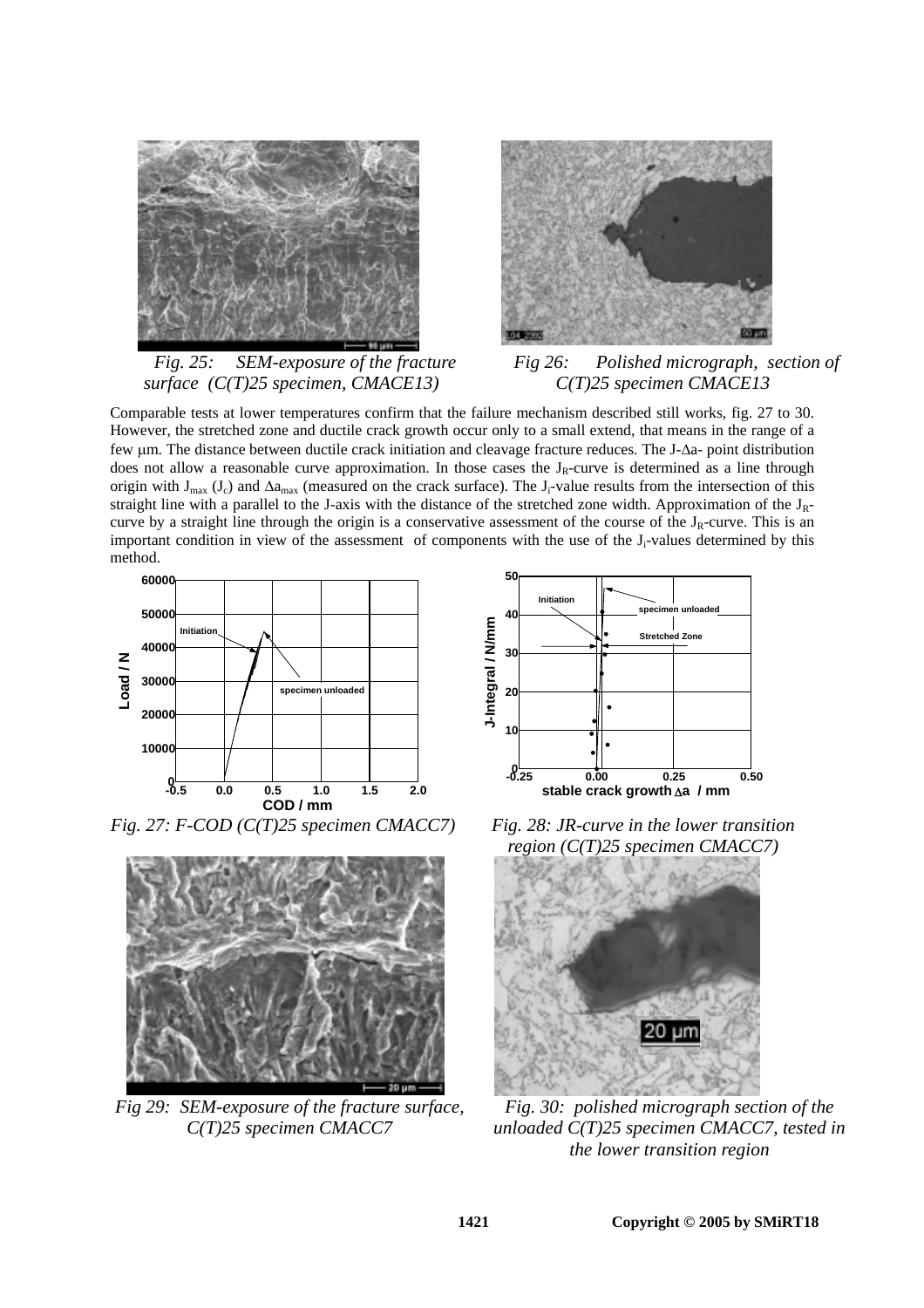*Fig. 25: SEM-exposure of the fracture surface (C(T)25 specimen, CMACE13)*

*Fig 26: Polished micrograph, section of C(T)25 specimen CMACE13*

Comparable tests at lower temperatures confirm that the failure mechanism described still works, fig. 27 to 30. However, the stretched zone and ductile crack growth occur only to a small extend, that means in the range of a few µm. The distance between ductile crack initiation and cleavage fracture reduces. The J-$\Delta$a- point distribution does not allow a reasonable curve approximation. In those cases the $J_R$-curve is determined as a line through origin with $J_{max}$ ($J_c$) and $\Delta a_{max}$ (measured on the crack surface). The $J_i$-value results from the intersection of this straight line with a parallel to the J-axis with the distance of the stretched zone width. Approximation of the $J_R$-curve by a straight line through the origin is a conservative assessment of the course of the $J_R$-curve. This is an important condition in view of the assessment of components with the use of the $J_i$-values determined by this method.

*Fig. 27: F-COD (C(T)25 specimen CMACC7)*

*Fig. 28: JR-curve in the lower transition region (C(T)25 specimen CMACC7)*

*Fig 29: SEM-exposure of the fracture surface, C(T)25 specimen CMACC7*

*Fig. 30: polished micrograph section of the unloaded C(T)25 specimen CMACC7, tested in the lower transition region*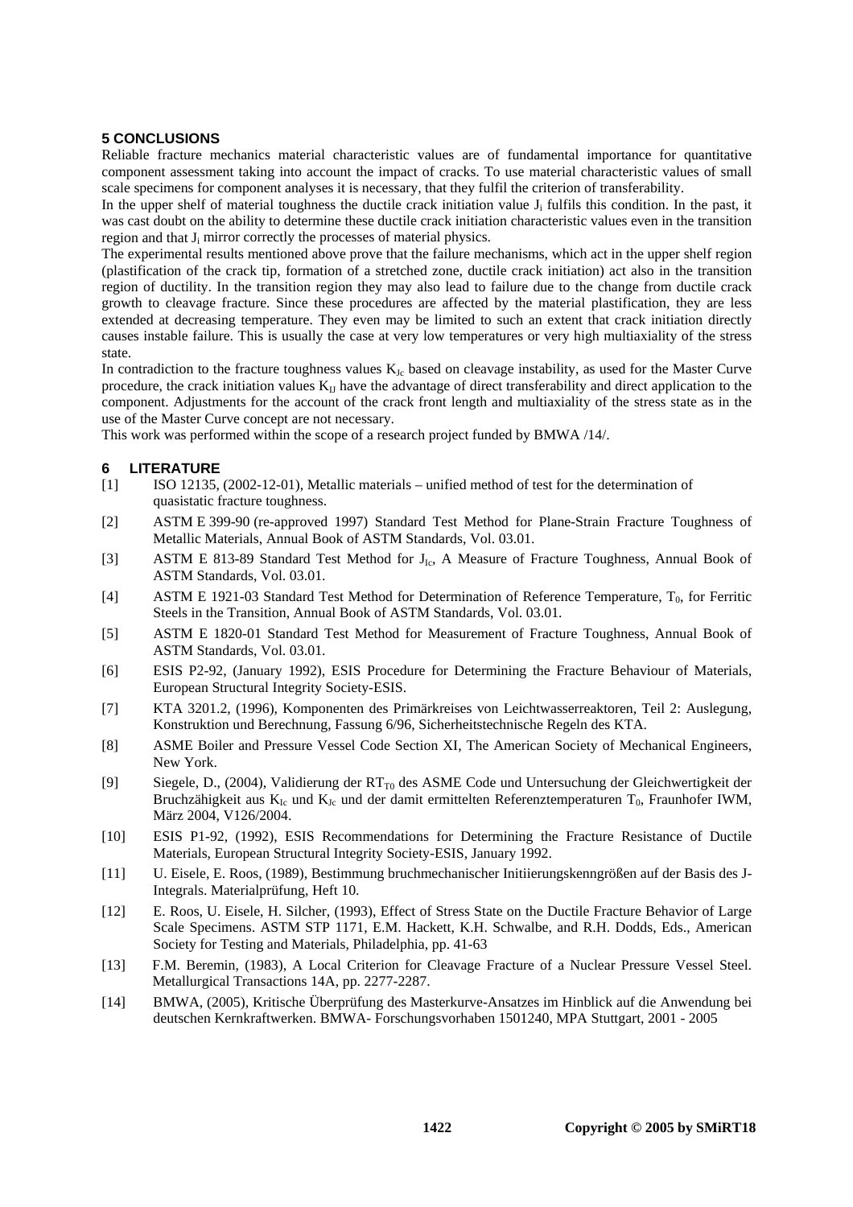## 5 CONCLUSIONS

Reliable fracture mechanics material characteristic values are of fundamental importance for quantitative component assessment taking into account the impact of cracks. To use material characteristic values of small scale specimens for component analyses it is necessary, that they fulfil the criterion of transferability.

In the upper shelf of material toughness the ductile crack initiation value $J_i$ fulfils this condition. In the past, it was cast doubt on the ability to determine these ductile crack initiation characteristic values even in the transition region and that $J_i$ mirror correctly the processes of material physics.

The experimental results mentioned above prove that the failure mechanisms, which act in the upper shelf region (plastification of the crack tip, formation of a stretched zone, ductile crack initiation) act also in the transition region of ductility. In the transition region they may also lead to failure due to the change from ductile crack growth to cleavage fracture. Since these procedures are affected by the material plastification, they are less extended at decreasing temperature. They even may be limited to such an extent that crack initiation directly causes instable failure. This is usually the case at very low temperatures or very high multiaxiality of the stress state.

In contradiction to the fracture toughness values $K_{Jc}$ based on cleavage instability, as used for the Master Curve procedure, the crack initiation values $K_{IJ}$ have the advantage of direct transferability and direct application to the component. Adjustments for the account of the crack front length and multiaxiality of the stress state as in the use of the Master Curve concept are not necessary.

This work was performed within the scope of a research project funded by BMWA /14/.

## 6 LITERATURE

[1] ISO 12135, (2002-12-01), Metallic materials – unified method of test for the determination of quasistatic fracture toughness.

[2] ASTM E 399-90 (re-approved 1997) Standard Test Method for Plane-Strain Fracture Toughness of Metallic Materials, Annual Book of ASTM Standards, Vol. 03.01.

[3] ASTM E 813-89 Standard Test Method for $J_{Ic}$, A Measure of Fracture Toughness, Annual Book of ASTM Standards, Vol. 03.01.

[4] ASTM E 1921-03 Standard Test Method for Determination of Reference Temperature, $T_0$, for Ferritic Steels in the Transition, Annual Book of ASTM Standards, Vol. 03.01.

[5] ASTM E 1820-01 Standard Test Method for Measurement of Fracture Toughness, Annual Book of ASTM Standards, Vol. 03.01.

[6] ESIS P2-92, (January 1992), ESIS Procedure for Determining the Fracture Behaviour of Materials, European Structural Integrity Society-ESIS.

[7] KTA 3201.2, (1996), Komponenten des Primärkreises von Leichtwasserreaktoren, Teil 2: Auslegung, Konstruktion und Berechnung, Fassung 6/96, Sicherheitstechnische Regeln des KTA.

[8] ASME Boiler and Pressure Vessel Code Section XI, The American Society of Mechanical Engineers, New York.

[9] Siegele, D., (2004), Validierung der $RT_{T0}$ des ASME Code und Untersuchung der Gleichwertigkeit der Bruchzähigkeit aus $K_{Ic}$ und $K_{Jc}$ und der damit ermittelten Referenztemperaturen $T_0$, Fraunhofer IWM, März 2004, V126/2004.

[10] ESIS P1-92, (1992), ESIS Recommendations for Determining the Fracture Resistance of Ductile Materials, European Structural Integrity Society-ESIS, January 1992.

[11] U. Eisele, E. Roos, (1989), Bestimmung bruchmechanischer Initiierungskenngrößen auf der Basis des J-Integrals. Materialprüfung, Heft 10.

[12] E. Roos, U. Eisele, H. Silcher, (1993), Effect of Stress State on the Ductile Fracture Behavior of Large Scale Specimens. ASTM STP 1171, E.M. Hackett, K.H. Schwalbe, and R.H. Dodds, Eds., American Society for Testing and Materials, Philadelphia, pp. 41-63

[13] F.M. Beremin, (1983), A Local Criterion for Cleavage Fracture of a Nuclear Pressure Vessel Steel. Metallurgical Transactions 14A, pp. 2277-2287.

[14] BMWA, (2005), Kritische Überprüfung des Masterkurve-Ansatzes im Hinblick auf die Anwendung bei deutschen Kernkraftwerken. BMWA- Forschungsvorhaben 1501240, MPA Stuttgart, 2001 - 2005